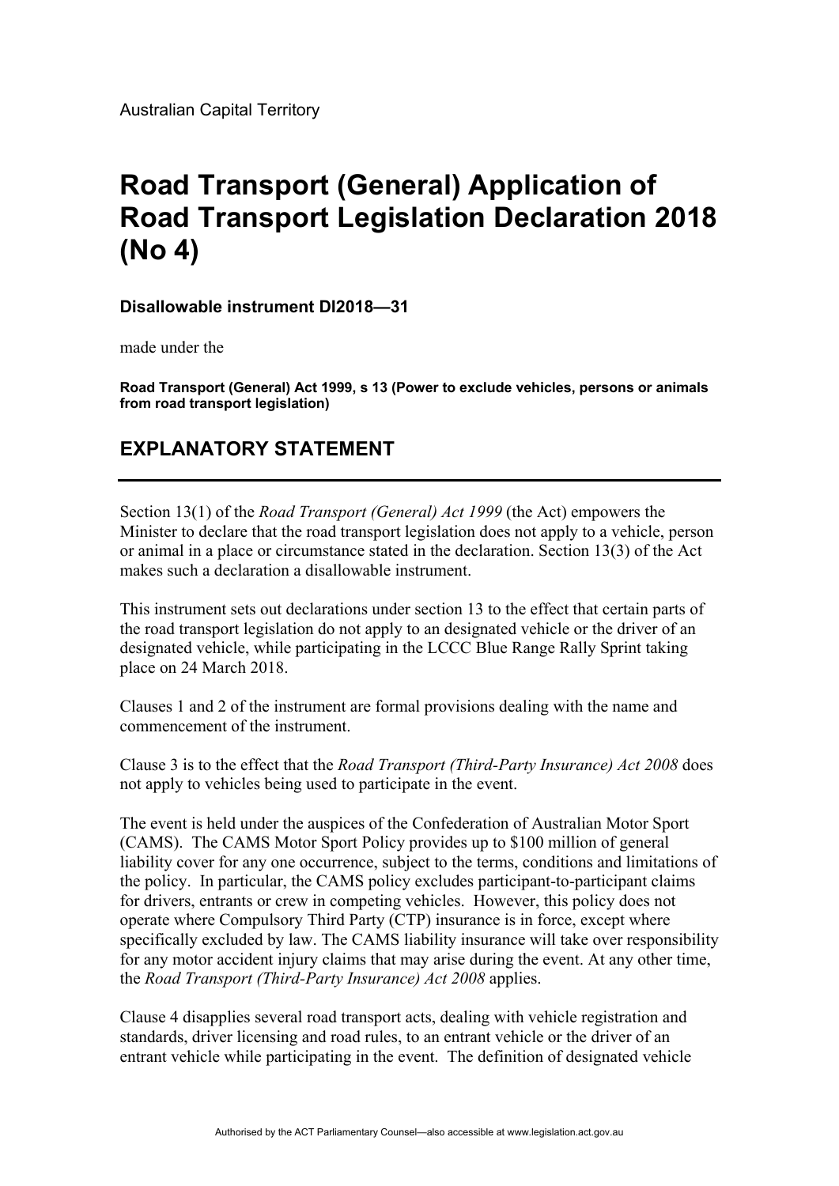Australian Capital Territory

# Road Transport (General) Application of Road Transport Legislation Declaration 2018 (No 4)

**Disallowable instrument DI2018—31**

made under the

**Road Transport (General) Act 1999, s 13 (Power to exclude vehicles, persons or animals from road transport legislation)**

## EXPLANATORY STATEMENT

Section 13(1) of the *Road Transport (General) Act 1999* (the Act) empowers the Minister to declare that the road transport legislation does not apply to a vehicle, person or animal in a place or circumstance stated in the declaration. Section 13(3) of the Act makes such a declaration a disallowable instrument.

This instrument sets out declarations under section 13 to the effect that certain parts of the road transport legislation do not apply to an designated vehicle or the driver of an designated vehicle, while participating in the LCCC Blue Range Rally Sprint taking place on 24 March 2018.

Clauses 1 and 2 of the instrument are formal provisions dealing with the name and commencement of the instrument.

Clause 3 is to the effect that the *Road Transport (Third-Party Insurance) Act 2008* does not apply to vehicles being used to participate in the event.

The event is held under the auspices of the Confederation of Australian Motor Sport (CAMS). The CAMS Motor Sport Policy provides up to $100 million of general liability cover for any one occurrence, subject to the terms, conditions and limitations of the policy. In particular, the CAMS policy excludes participant-to-participant claims for drivers, entrants or crew in competing vehicles. However, this policy does not operate where Compulsory Third Party (CTP) insurance is in force, except where specifically excluded by law. The CAMS liability insurance will take over responsibility for any motor accident injury claims that may arise during the event. At any other time, the *Road Transport (Third-Party Insurance) Act 2008* applies.

Clause 4 disapplies several road transport acts, dealing with vehicle registration and standards, driver licensing and road rules, to an entrant vehicle or the driver of an entrant vehicle while participating in the event. The definition of designated vehicle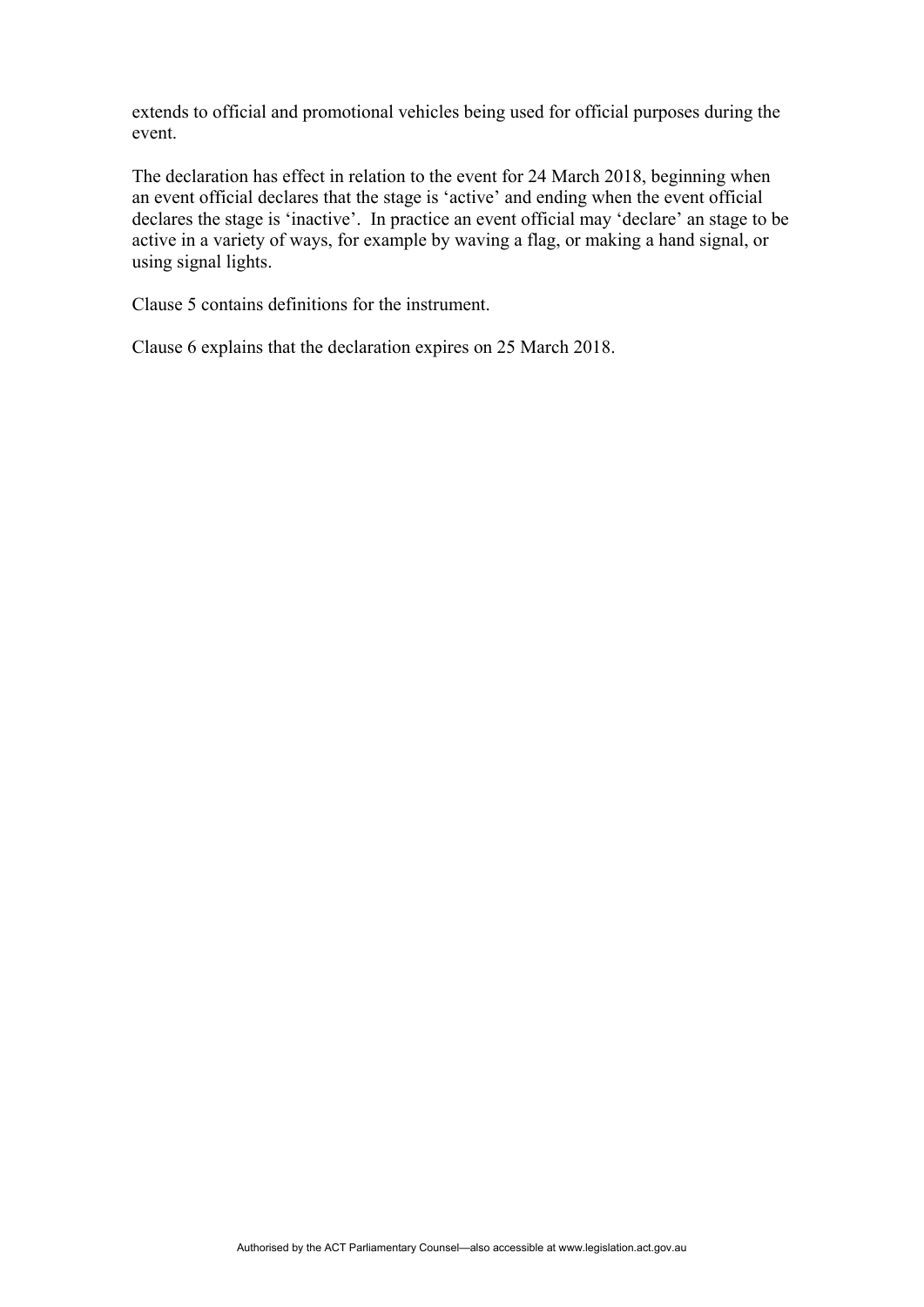extends to official and promotional vehicles being used for official purposes during the event.

The declaration has effect in relation to the event for 24 March 2018, beginning when an event official declares that the stage is 'active' and ending when the event official declares the stage is 'inactive'. In practice an event official may 'declare' an stage to be active in a variety of ways, for example by waving a flag, or making a hand signal, or using signal lights.

Clause 5 contains definitions for the instrument.

Clause 6 explains that the declaration expires on 25 March 2018.